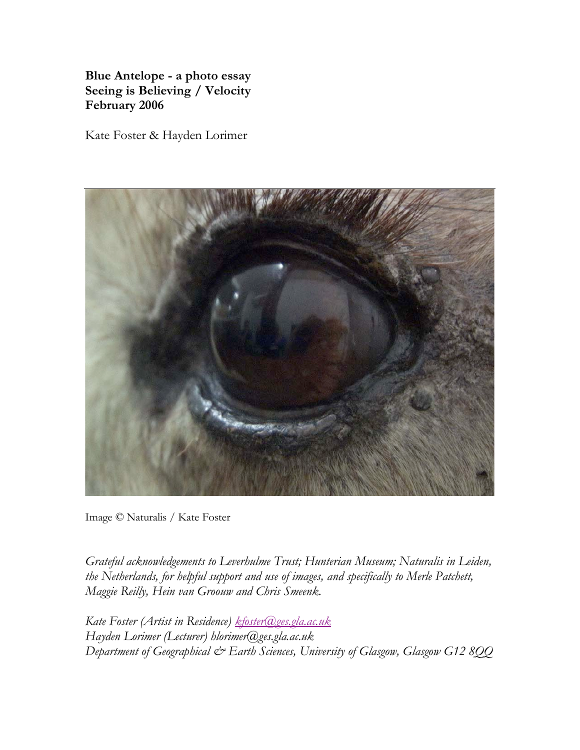**Blue Antelope - a photo essay**
**Seeing is Believing / Velocity**
**February 2006**

Kate Foster & Hayden Lorimer

Image © Naturalis / Kate Foster

*Grateful acknowledgements to Leverhulme Trust; Hunterian Museum; Naturalis in Leiden, the Netherlands, for helpful support and use of images, and specifically to Merle Patchett, Maggie Reilly, Hein van Groouw and Chris Smeenk.*

*Kate Foster (Artist in Residence) kfoster@ges.gla.ac.uk*
*Hayden Lorimer (Lecturer) hlorimer@ges.gla.ac.uk*
*Department of Geographical & Earth Sciences, University of Glasgow, Glasgow G12 8QQ*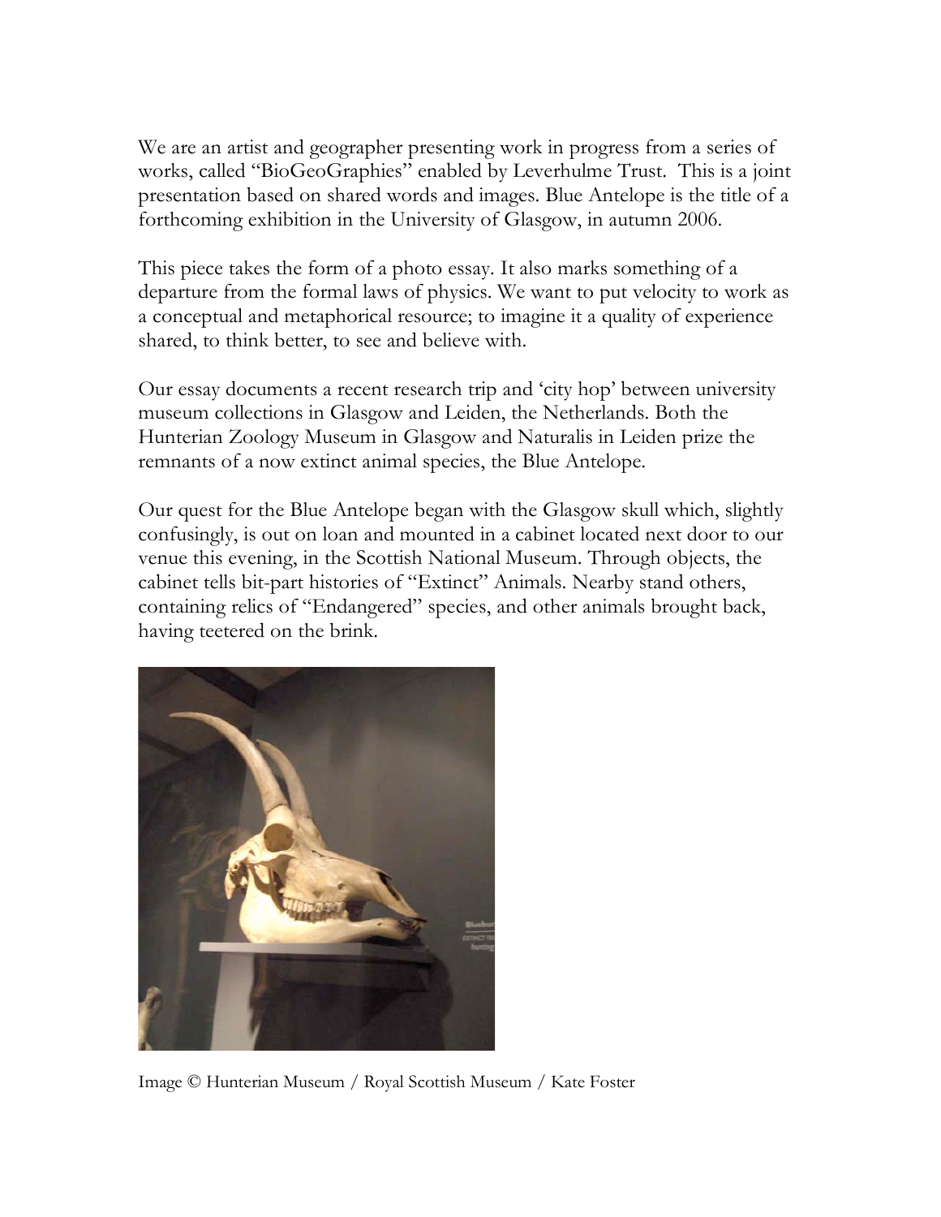We are an artist and geographer presenting work in progress from a series of works, called "BioGeoGraphies" enabled by Leverhulme Trust. This is a joint presentation based on shared words and images. Blue Antelope is the title of a forthcoming exhibition in the University of Glasgow, in autumn 2006.

This piece takes the form of a photo essay. It also marks something of a departure from the formal laws of physics. We want to put velocity to work as a conceptual and metaphorical resource; to imagine it a quality of experience shared, to think better, to see and believe with.

Our essay documents a recent research trip and 'city hop' between university museum collections in Glasgow and Leiden, the Netherlands. Both the Hunterian Zoology Museum in Glasgow and Naturalis in Leiden prize the remnants of a now extinct animal species, the Blue Antelope.

Our quest for the Blue Antelope began with the Glasgow skull which, slightly confusingly, is out on loan and mounted in a cabinet located next door to our venue this evening, in the Scottish National Museum. Through objects, the cabinet tells bit-part histories of "Extinct" Animals. Nearby stand others, containing relics of "Endangered" species, and other animals brought back, having teetered on the brink.

Image © Hunterian Museum / Royal Scottish Museum / Kate Foster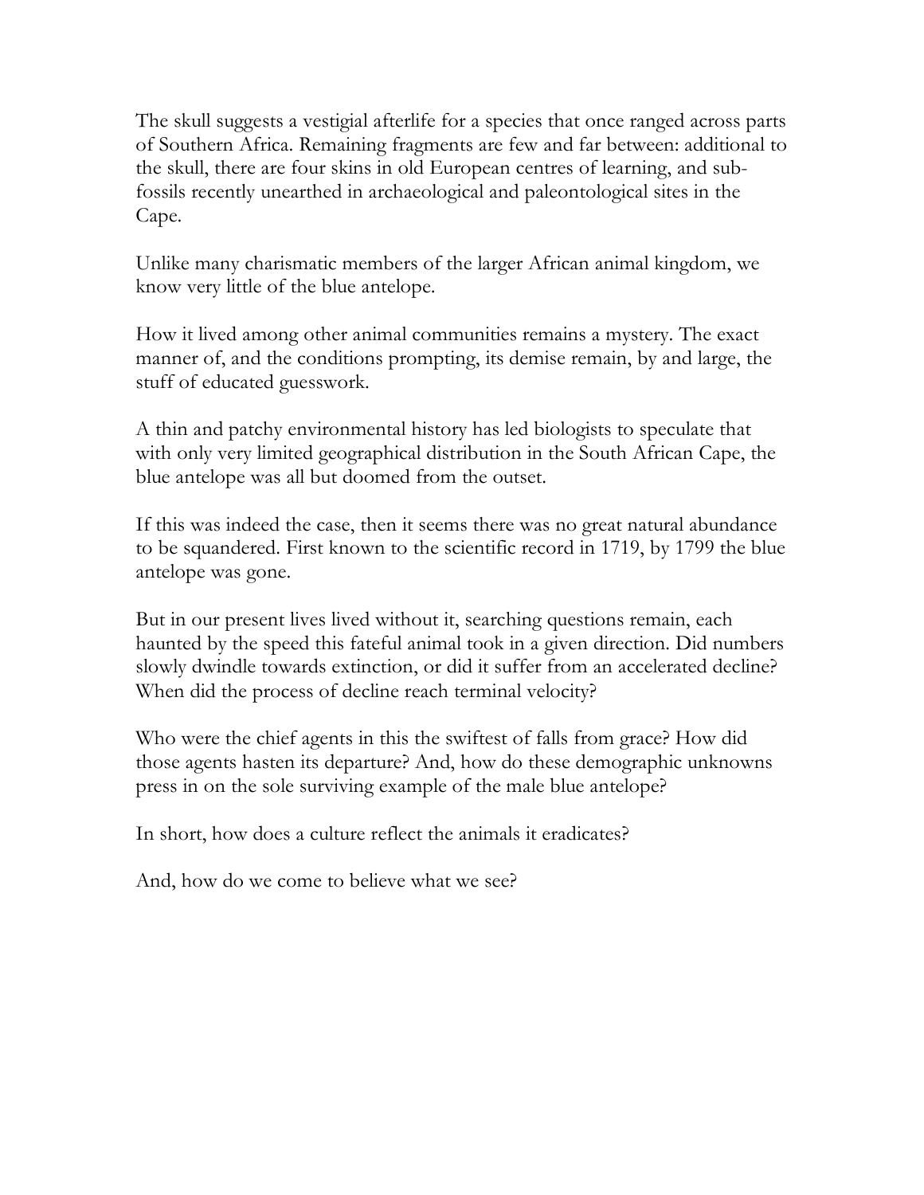The skull suggests a vestigial afterlife for a species that once ranged across parts of Southern Africa. Remaining fragments are few and far between: additional to the skull, there are four skins in old European centres of learning, and sub-fossils recently unearthed in archaeological and paleontological sites in the Cape.

Unlike many charismatic members of the larger African animal kingdom, we know very little of the blue antelope.

How it lived among other animal communities remains a mystery. The exact manner of, and the conditions prompting, its demise remain, by and large, the stuff of educated guesswork.

A thin and patchy environmental history has led biologists to speculate that with only very limited geographical distribution in the South African Cape, the blue antelope was all but doomed from the outset.

If this was indeed the case, then it seems there was no great natural abundance to be squandered. First known to the scientific record in 1719, by 1799 the blue antelope was gone.

But in our present lives lived without it, searching questions remain, each haunted by the speed this fateful animal took in a given direction. Did numbers slowly dwindle towards extinction, or did it suffer from an accelerated decline? When did the process of decline reach terminal velocity?

Who were the chief agents in this the swiftest of falls from grace? How did those agents hasten its departure? And, how do these demographic unknowns press in on the sole surviving example of the male blue antelope?

In short, how does a culture reflect the animals it eradicates?

And, how do we come to believe what we see?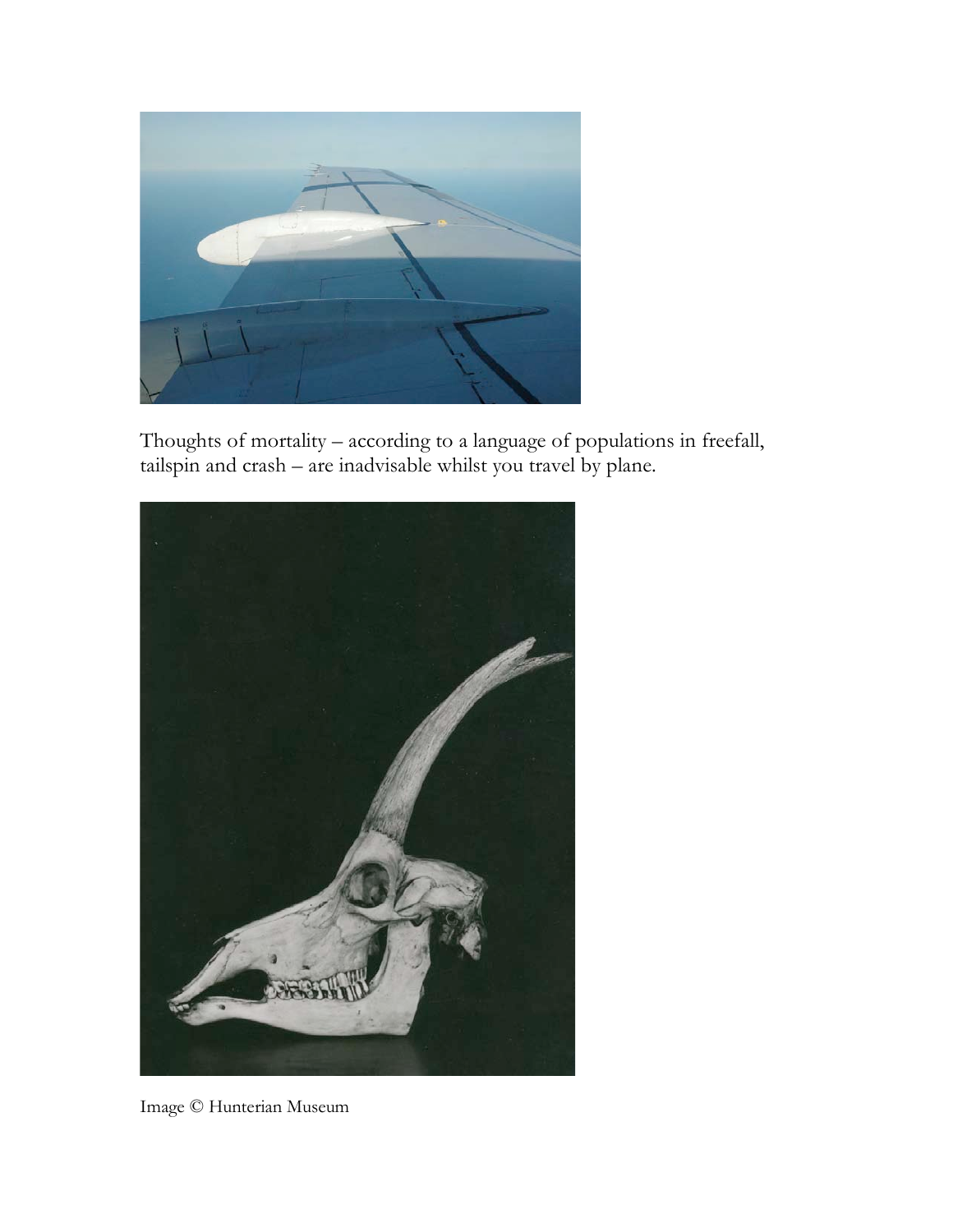Thoughts of mortality – according to a language of populations in freefall, tailspin and crash – are inadvisable whilst you travel by plane.

Image © Hunterian Museum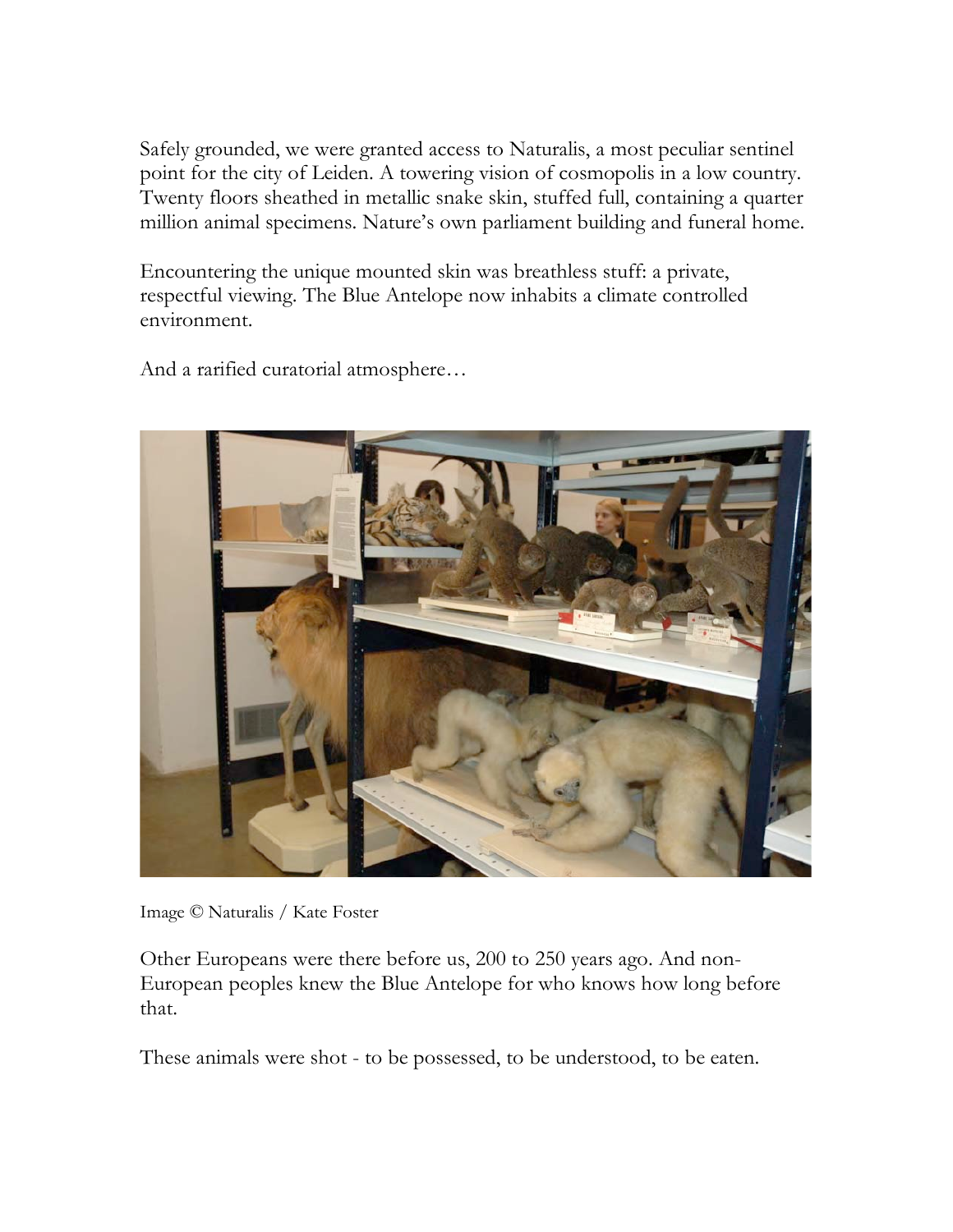Safely grounded, we were granted access to Naturalis, a most peculiar sentinel point for the city of Leiden. A towering vision of cosmopolis in a low country. Twenty floors sheathed in metallic snake skin, stuffed full, containing a quarter million animal specimens. Nature's own parliament building and funeral home.

Encountering the unique mounted skin was breathless stuff: a private, respectful viewing. The Blue Antelope now inhabits a climate controlled environment.

And a rarified curatorial atmosphere…

Image © Naturalis / Kate Foster

Other Europeans were there before us, 200 to 250 years ago. And non-European peoples knew the Blue Antelope for who knows how long before that.

These animals were shot - to be possessed, to be understood, to be eaten.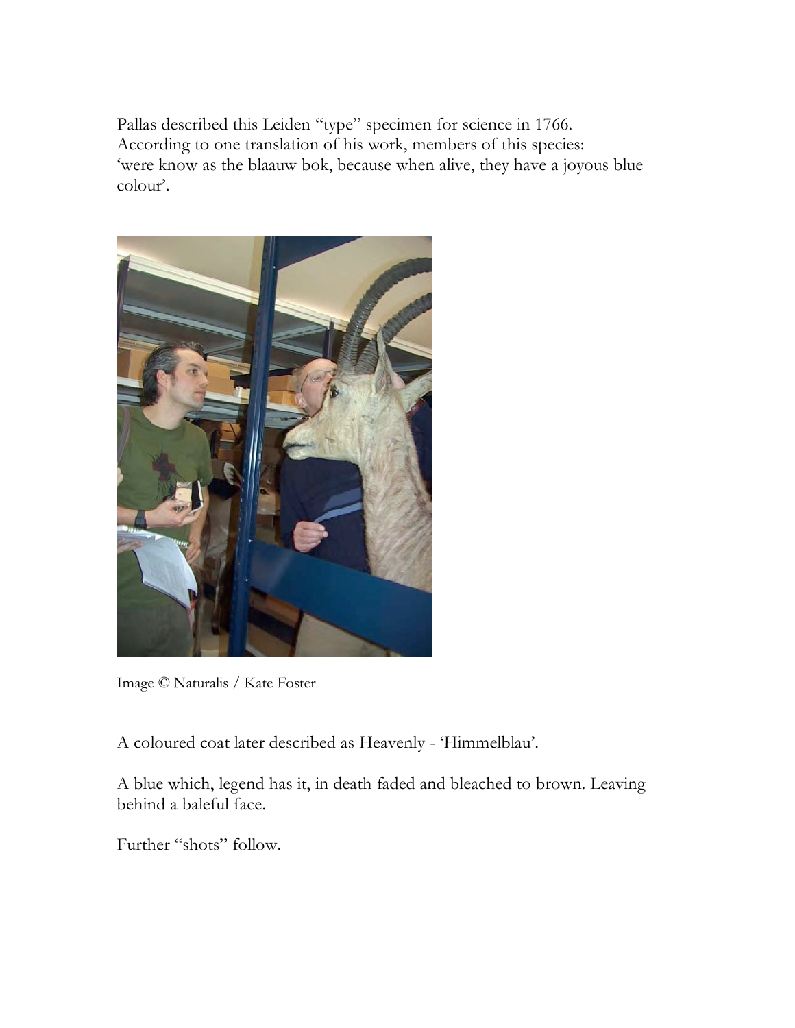Pallas described this Leiden “type” specimen for science in 1766. According to one translation of his work, members of this species: ‘were know as the blaauw bok, because when alive, they have a joyous blue colour’.

Image © Naturalis / Kate Foster

A coloured coat later described as Heavenly - ‘Himmelblau’.

A blue which, legend has it, in death faded and bleached to brown. Leaving behind a baleful face.

Further “shots” follow.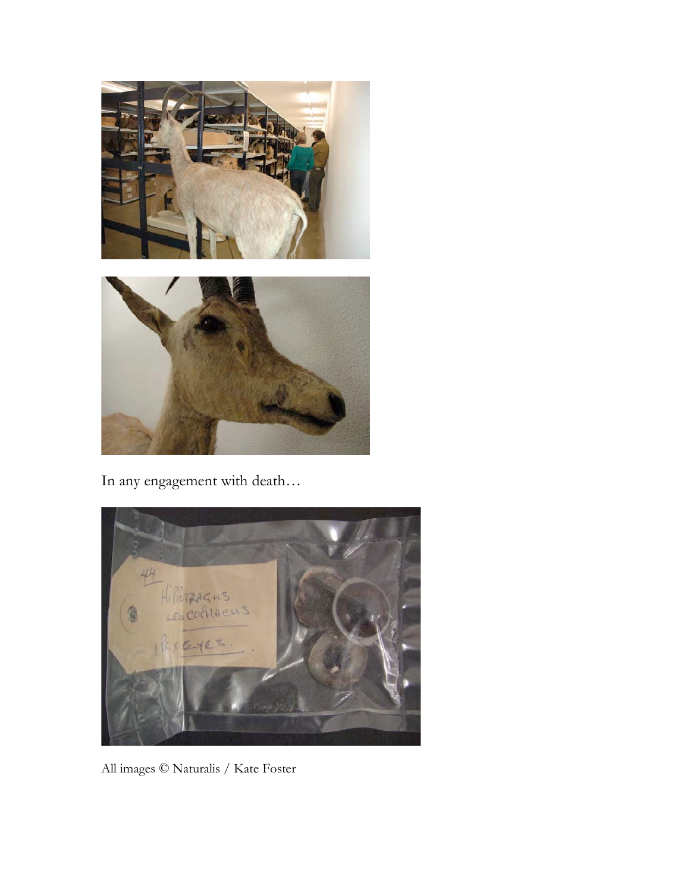In any engagement with death…

All images © Naturalis / Kate Foster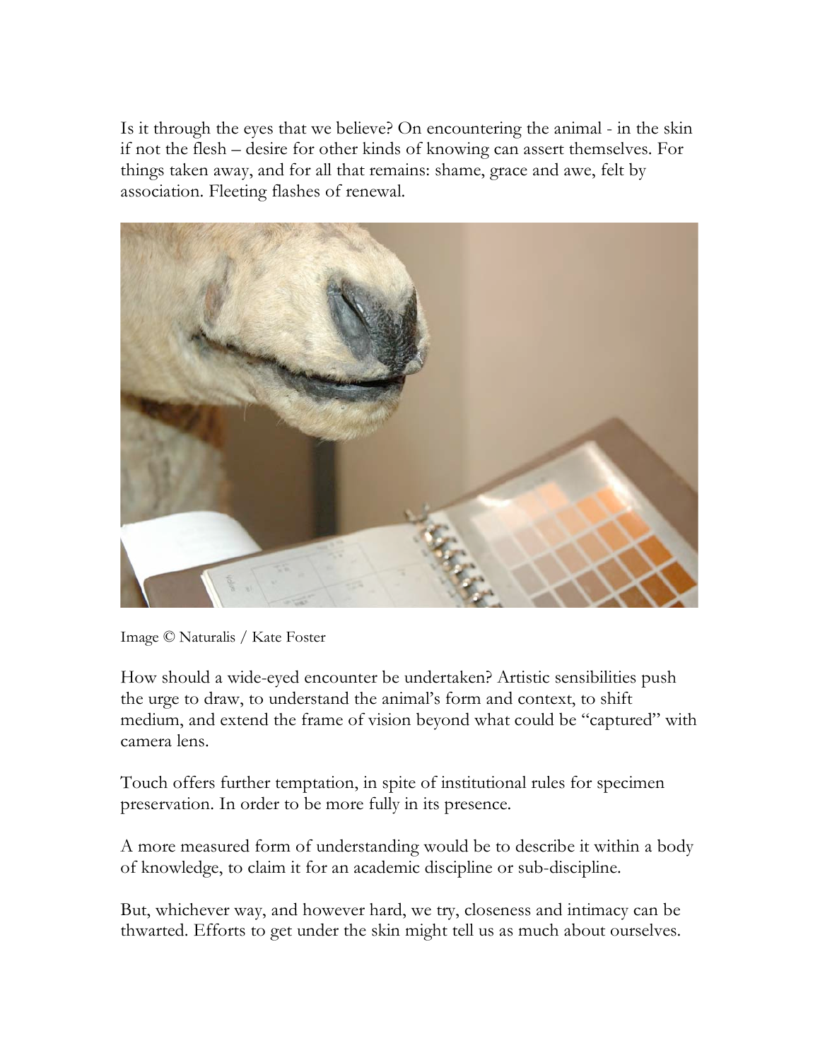Is it through the eyes that we believe? On encountering the animal - in the skin if not the flesh – desire for other kinds of knowing can assert themselves. For things taken away, and for all that remains: shame, grace and awe, felt by association. Fleeting flashes of renewal.

Image © Naturalis / Kate Foster

How should a wide-eyed encounter be undertaken? Artistic sensibilities push the urge to draw, to understand the animal's form and context, to shift medium, and extend the frame of vision beyond what could be "captured" with camera lens.

Touch offers further temptation, in spite of institutional rules for specimen preservation. In order to be more fully in its presence.

A more measured form of understanding would be to describe it within a body of knowledge, to claim it for an academic discipline or sub-discipline.

But, whichever way, and however hard, we try, closeness and intimacy can be thwarted. Efforts to get under the skin might tell us as much about ourselves.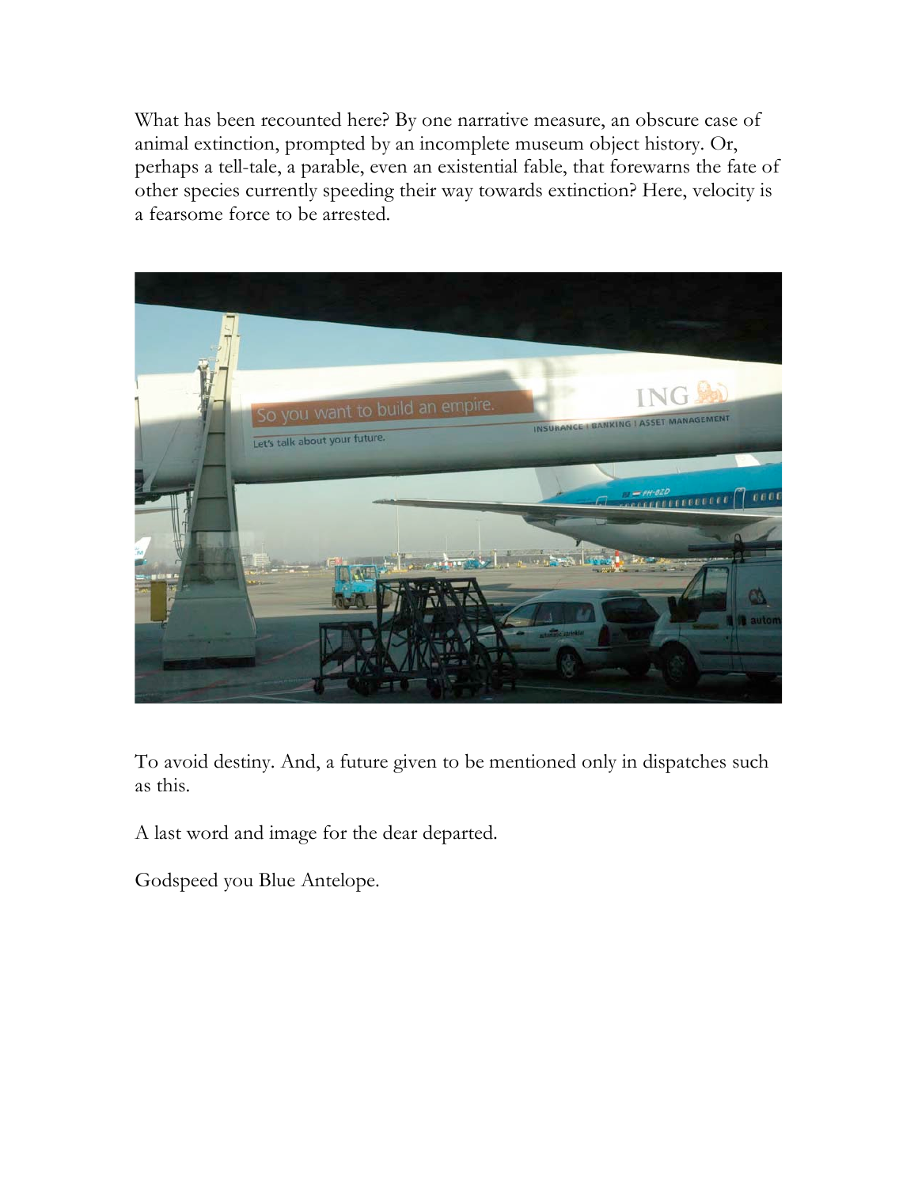What has been recounted here? By one narrative measure, an obscure case of animal extinction, prompted by an incomplete museum object history. Or, perhaps a tell-tale, a parable, even an existential fable, that forewarns the fate of other species currently speeding their way towards extinction? Here, velocity is a fearsome force to be arrested.

To avoid destiny. And, a future given to be mentioned only in dispatches such as this.

A last word and image for the dear departed.

Godspeed you Blue Antelope.